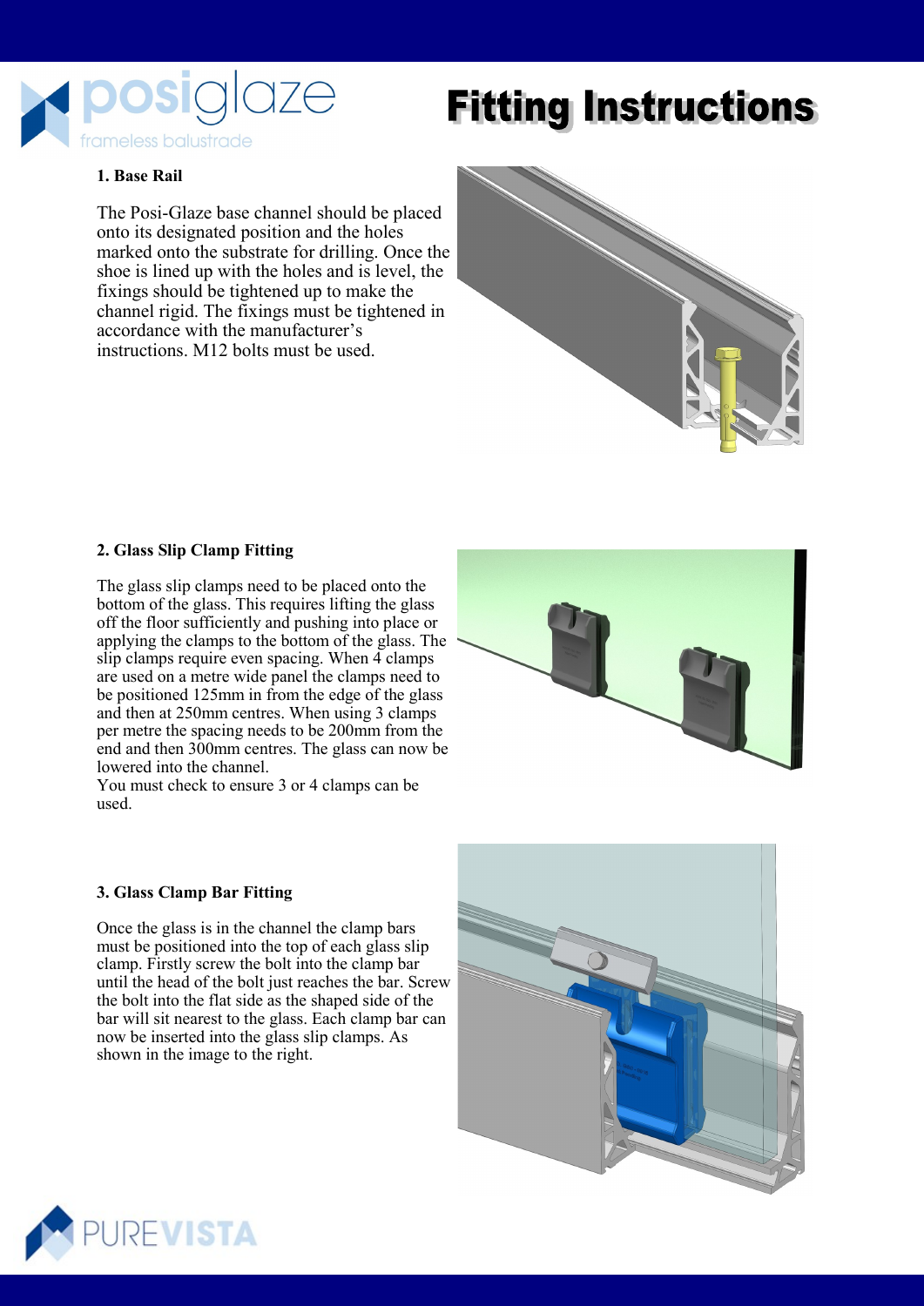# Fitting Instructions

## 1. Base Rail

The Posi-Glaze base channel should be placed onto its designated position and the holes marked onto the substrate for drilling. Once the shoe is lined up with the holes and is level, the fixings should be tightened up to make the channel rigid. The fixings must be tightened in accordance with the manufacturer's instructions. M12 bolts must be used.

## 2. Glass Slip Clamp Fitting

The glass slip clamps need to be placed onto the bottom of the glass. This requires lifting the glass off the floor sufficiently and pushing into place or applying the clamps to the bottom of the glass. The slip clamps require even spacing. When 4 clamps are used on a metre wide panel the clamps need to be positioned 125mm in from the edge of the glass and then at 250mm centres. When using 3 clamps per metre the spacing needs to be 200mm from the end and then 300mm centres. The glass can now be lowered into the channel.
You must check to ensure 3 or 4 clamps can be used.

## 3. Glass Clamp Bar Fitting

Once the glass is in the channel the clamp bars must be positioned into the top of each glass slip clamp. Firstly screw the bolt into the clamp bar until the head of the bolt just reaches the bar. Screw the bolt into the flat side as the shaped side of the bar will sit nearest to the glass. Each clamp bar can now be inserted into the glass slip clamps. As shown in the image to the right.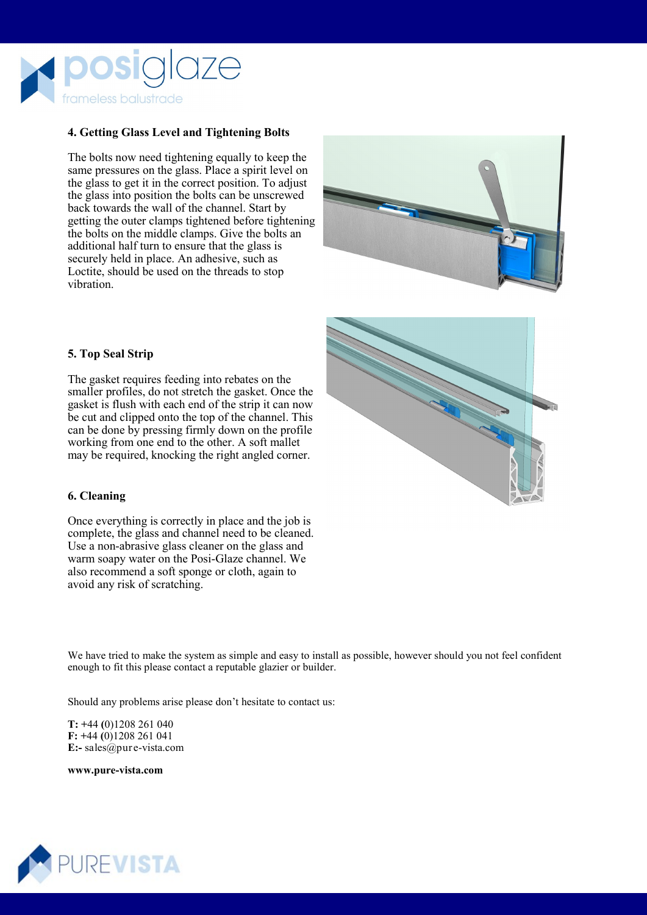## 4. Getting Glass Level and Tightening Bolts

The bolts now need tightening equally to keep the same pressures on the glass. Place a spirit level on the glass to get it in the correct position. To adjust the glass into position the bolts can be unscrewed back towards the wall of the channel. Start by getting the outer clamps tightened before tightening the bolts on the middle clamps. Give the bolts an additional half turn to ensure that the glass is securely held in place. An adhesive, such as Loctite, should be used on the threads to stop vibration.

## 5. Top Seal Strip

The gasket requires feeding into rebates on the smaller profiles, do not stretch the gasket. Once the gasket is flush with each end of the strip it can now be cut and clipped onto the top of the channel. This can be done by pressing firmly down on the profile working from one end to the other. A soft mallet may be required, knocking the right angled corner.

## 6. Cleaning

Once everything is correctly in place and the job is complete, the glass and channel need to be cleaned. Use a non-abrasive glass cleaner on the glass and warm soapy water on the Posi-Glaze channel. We also recommend a soft sponge or cloth, again to avoid any risk of scratching.

We have tried to make the system as simple and easy to install as possible, however should you not feel confident enough to fit this please contact a reputable glazier or builder.

Should any problems arise please don't hesitate to contact us:

**T:** +44 (0)1208 261 040
**F:** +44 (0)1208 261 041
**E:-** sales@pure-vista.com

**www.pure-vista.com**